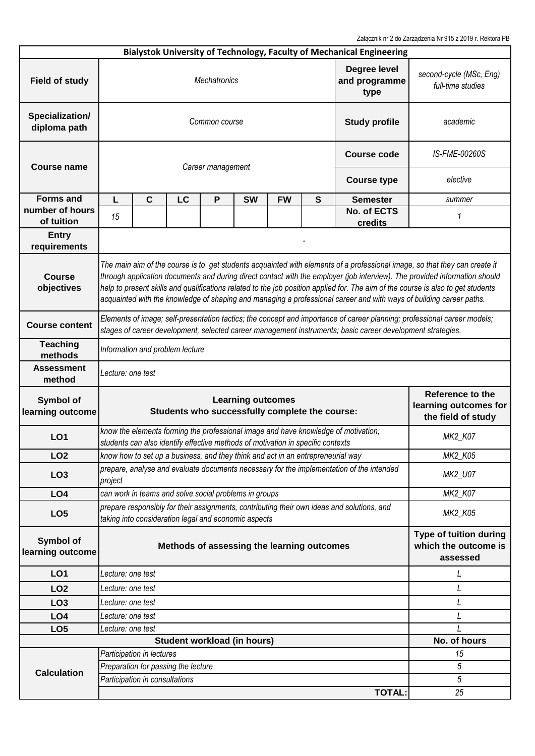Załącznik nr 2 do Zarządzenia Nr 915 z 2019 r. Rektora PB

**Bialystok University of Technology, Faculty of Mechanical Engineering**

| **Field of study** | *Mechatronics* | | | | | | | **Degree level and programme type** | *second-cycle (MSc, Eng) full-time studies* |
|---|---|---|---|---|---|---|---|---|---|
| **Specialization/ diploma path** | *Common course* | | | | | | | **Study profile** | *academic* |
| **Course name** | *Career management* | | | | | | | **Course code** | *IS-FME-00260S* |
| | | | | | | | | **Course type** | *elective* |
| **Forms and number of hours of tuition** | **L** | **C** | **LC** | **P** | **SW** | **FW** | **S** | **Semester** | *summer* |
| | *15* | | | | | | | **No. of ECTS credits** | *1* |
| **Entry requirements** | - | | | | | | | | |
| **Course objectives** | *The main aim of the course is to get students acquainted with elements of a professional image, so that they can create it through application documents and during direct contact with the employer (job interview). The provided information should help to present skills and qualifications related to the job position applied for. The aim of the course is also to get students acquainted with the knowledge of shaping and managing a professional career and with ways of building career paths.* | | | | | | | | |
| **Course content** | *Elements of image; self-presentation tactics; the concept and importance of career planning; professional career models; stages of career development, selected career management instruments; basic career development strategies.* | | | | | | | | |
| **Teaching methods** | *Information and problem lecture* | | | | | | | | |
| **Assessment method** | *Lecture: one test* | | | | | | | | |

| **Symbol of learning outcome** | **Learning outcomes Students who successfully complete the course:** | **Reference to the learning outcomes for the field of study** |
|---|---|---|
| **LO1** | *know the elements forming the professional image and have knowledge of motivation; students can also identify effective methods of motivation in specific contexts* | *MK2_K07* |
| **LO2** | *know how to set up a business, and they think and act in an entrepreneurial way* | *MK2_K05* |
| **LO3** | *prepare, analyse and evaluate documents necessary for the implementation of the intended project* | *MK2_U07* |
| **LO4** | *can work in teams and solve social problems in groups* | *MK2_K07* |
| **LO5** | *prepare responsibly for their assignments, contributing their own ideas and solutions, and taking into consideration legal and economic aspects* | *MK2_K05* |

| **Symbol of learning outcome** | **Methods of assessing the learning outcomes** | **Type of tuition during which the outcome is assessed** |
|---|---|---|
| **LO1** | *Lecture: one test* | *L* |
| **LO2** | *Lecture: one test* | *L* |
| **LO3** | *Lecture: one test* | *L* |
| **LO4** | *Lecture: one test* | *L* |
| **LO5** | *Lecture: one test* | *L* |

| | **Student workload (in hours)** | **No. of hours** |
|---|---|---|
| **Calculation** | *Participation in lectures* | *15* |
| | *Preparation for passing the lecture* | *5* |
| | *Participation in consultations* | *5* |
| | **TOTAL:** | *25* |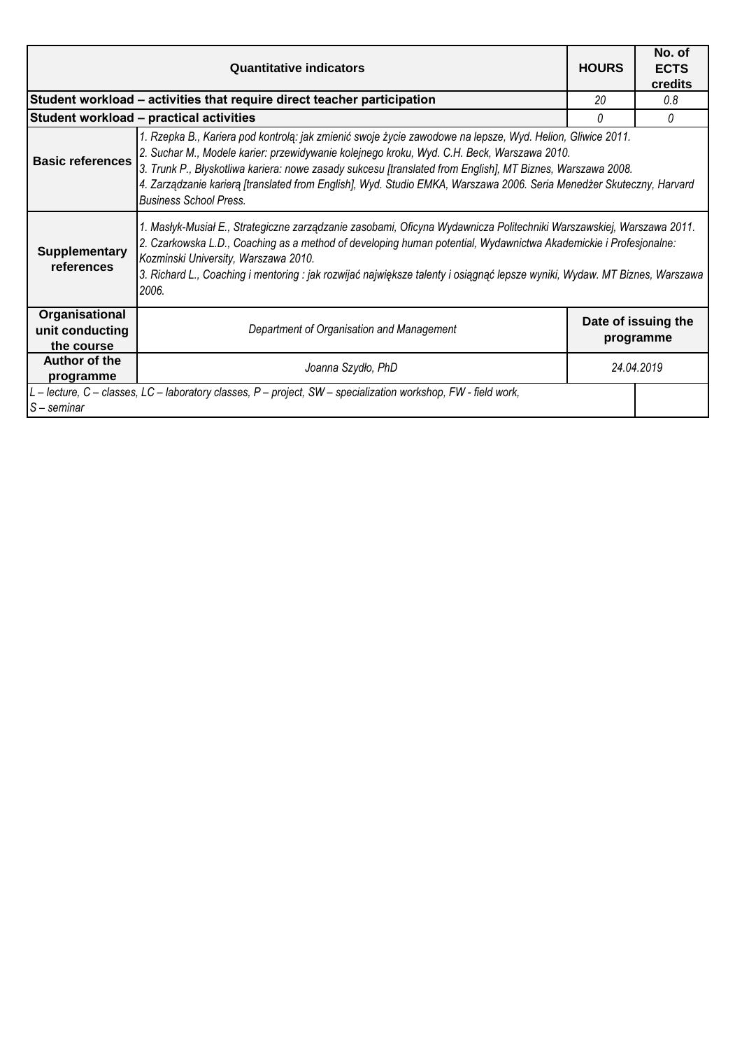| Quantitative indicators | | HOURS | No. of ECTS credits |
|---|---|---|---|
| **Student workload – activities that require direct teacher participation** | | *20* | *0.8* |
| **Student workload – practical activities** | | *0* | *0* |
| **Basic references** | *1. Rzepka B., Kariera pod kontrolą: jak zmienić swoje życie zawodowe na lepsze, Wyd. Helion, Gliwice 2011.*<br>*2. Suchar M., Modele karier: przewidywanie kolejnego kroku, Wyd. C.H. Beck, Warszawa 2010.*<br>*3. Trunk P., Błyskotliwa kariera: nowe zasady sukcesu [translated from English], MT Biznes, Warszawa 2008.*<br>*4. Zarządzanie karierą [translated from English], Wyd. Studio EMKA, Warszawa 2006. Seria Menedżer Skuteczny, Harvard Business School Press.* | | |
| **Supplementary references** | *1. Masłyk-Musiał E., Strategiczne zarządzanie zasobami, Oficyna Wydawnicza Politechniki Warszawskiej, Warszawa 2011.*<br>*2. Czarkowska L.D., Coaching as a method of developing human potential, Wydawnictwa Akademickie i Profesjonalne: Kozminski University, Warszawa 2010.*<br>*3. Richard L., Coaching i mentoring : jak rozwijać największe talenty i osiągnąć lepsze wyniki, Wydaw. MT Biznes, Warszawa 2006.* | | |
| **Organisational unit conducting the course** | *Department of Organisation and Management* | **Date of issuing the programme** | |
| **Author of the programme** | *Joanna Szydło, PhD* | *24.04.2019* | |
| *L – lecture, C – classes, LC – laboratory classes, P – project, SW – specialization workshop, FW - field work, S – seminar* | | | |